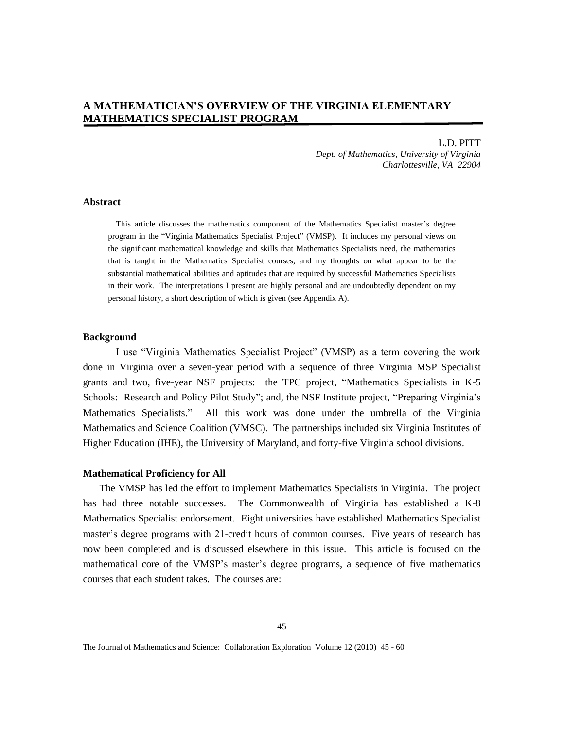# A MATHEMATICIAN'S OVERVIEW OF THE VIRGINIA ELEMENTARY MATHEMATICS SPECIALIST PROGRAM

L.D. PITT
*Dept. of Mathematics, University of Virginia*
*Charlottesville, VA 22904*

### Abstract

This article discusses the mathematics component of the Mathematics Specialist master's degree program in the "Virginia Mathematics Specialist Project" (VMSP). It includes my personal views on the significant mathematical knowledge and skills that Mathematics Specialists need, the mathematics that is taught in the Mathematics Specialist courses, and my thoughts on what appear to be the substantial mathematical abilities and aptitudes that are required by successful Mathematics Specialists in their work. The interpretations I present are highly personal and are undoubtedly dependent on my personal history, a short description of which is given (see Appendix A).

### Background

I use "Virginia Mathematics Specialist Project" (VMSP) as a term covering the work done in Virginia over a seven-year period with a sequence of three Virginia MSP Specialist grants and two, five-year NSF projects: the TPC project, "Mathematics Specialists in K-5 Schools: Research and Policy Pilot Study"; and, the NSF Institute project, "Preparing Virginia's Mathematics Specialists." All this work was done under the umbrella of the Virginia Mathematics and Science Coalition (VMSC). The partnerships included six Virginia Institutes of Higher Education (IHE), the University of Maryland, and forty-five Virginia school divisions.

### Mathematical Proficiency for All

The VMSP has led the effort to implement Mathematics Specialists in Virginia. The project has had three notable successes. The Commonwealth of Virginia has established a K-8 Mathematics Specialist endorsement. Eight universities have established Mathematics Specialist master's degree programs with 21-credit hours of common courses. Five years of research has now been completed and is discussed elsewhere in this issue. This article is focused on the mathematical core of the VMSP's master's degree programs, a sequence of five mathematics courses that each student takes. The courses are: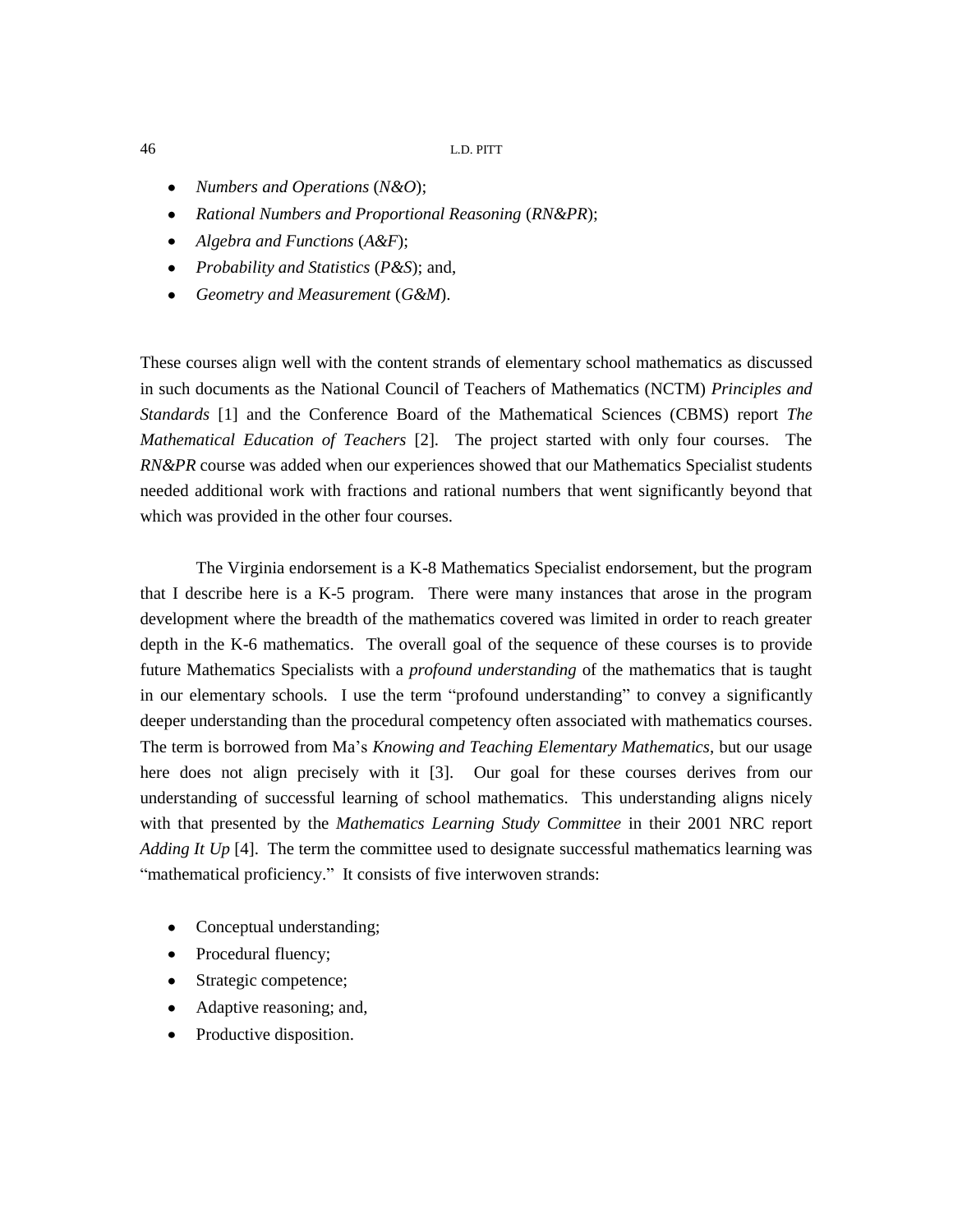- *Numbers and Operations* (*N&O*);
- *Rational Numbers and Proportional Reasoning* (*RN&PR*);
- *Algebra and Functions* (*A&F*);
- *Probability and Statistics* (*P&S*); and,
- *Geometry and Measurement* (*G&M*).

These courses align well with the content strands of elementary school mathematics as discussed in such documents as the National Council of Teachers of Mathematics (NCTM) *Principles and Standards* [1] and the Conference Board of the Mathematical Sciences (CBMS) report *The Mathematical Education of Teachers* [2]. The project started with only four courses. The *RN&PR* course was added when our experiences showed that our Mathematics Specialist students needed additional work with fractions and rational numbers that went significantly beyond that which was provided in the other four courses.

The Virginia endorsement is a K-8 Mathematics Specialist endorsement, but the program that I describe here is a K-5 program. There were many instances that arose in the program development where the breadth of the mathematics covered was limited in order to reach greater depth in the K-6 mathematics. The overall goal of the sequence of these courses is to provide future Mathematics Specialists with a *profound understanding* of the mathematics that is taught in our elementary schools. I use the term "profound understanding" to convey a significantly deeper understanding than the procedural competency often associated with mathematics courses. The term is borrowed from Ma's *Knowing and Teaching Elementary Mathematics*, but our usage here does not align precisely with it [3]. Our goal for these courses derives from our understanding of successful learning of school mathematics. This understanding aligns nicely with that presented by the *Mathematics Learning Study Committee* in their 2001 NRC report *Adding It Up* [4]. The term the committee used to designate successful mathematics learning was "mathematical proficiency." It consists of five interwoven strands:

- Conceptual understanding;
- Procedural fluency;
- Strategic competence;
- Adaptive reasoning; and,
- Productive disposition.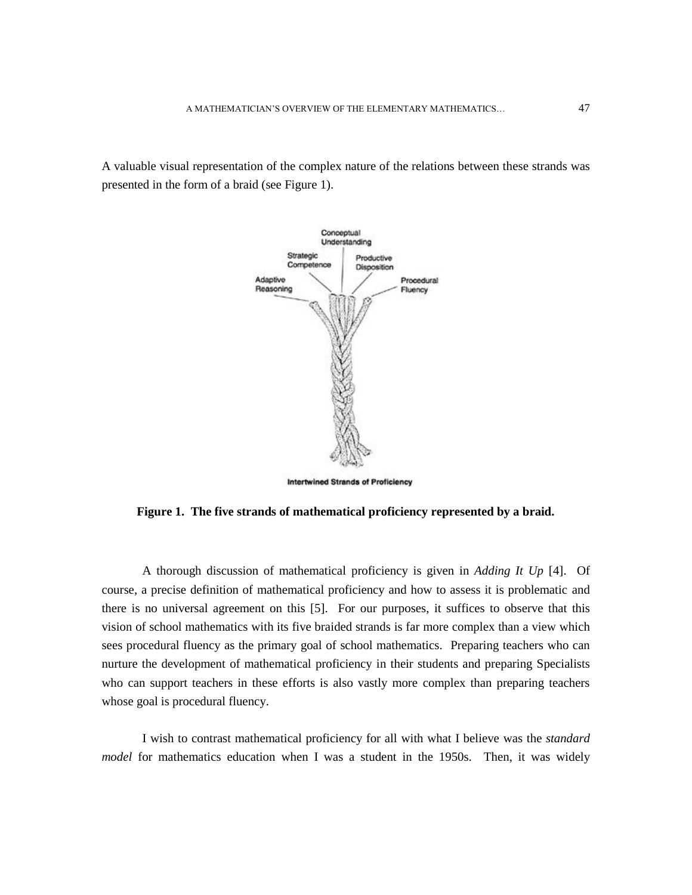A valuable visual representation of the complex nature of the relations between these strands was presented in the form of a braid (see Figure 1).

**Figure 1. The five strands of mathematical proficiency represented by a braid.**

A thorough discussion of mathematical proficiency is given in *Adding It Up* [4]. Of course, a precise definition of mathematical proficiency and how to assess it is problematic and there is no universal agreement on this [5]. For our purposes, it suffices to observe that this vision of school mathematics with its five braided strands is far more complex than a view which sees procedural fluency as the primary goal of school mathematics. Preparing teachers who can nurture the development of mathematical proficiency in their students and preparing Specialists who can support teachers in these efforts is also vastly more complex than preparing teachers whose goal is procedural fluency.

I wish to contrast mathematical proficiency for all with what I believe was the *standard model* for mathematics education when I was a student in the 1950s. Then, it was widely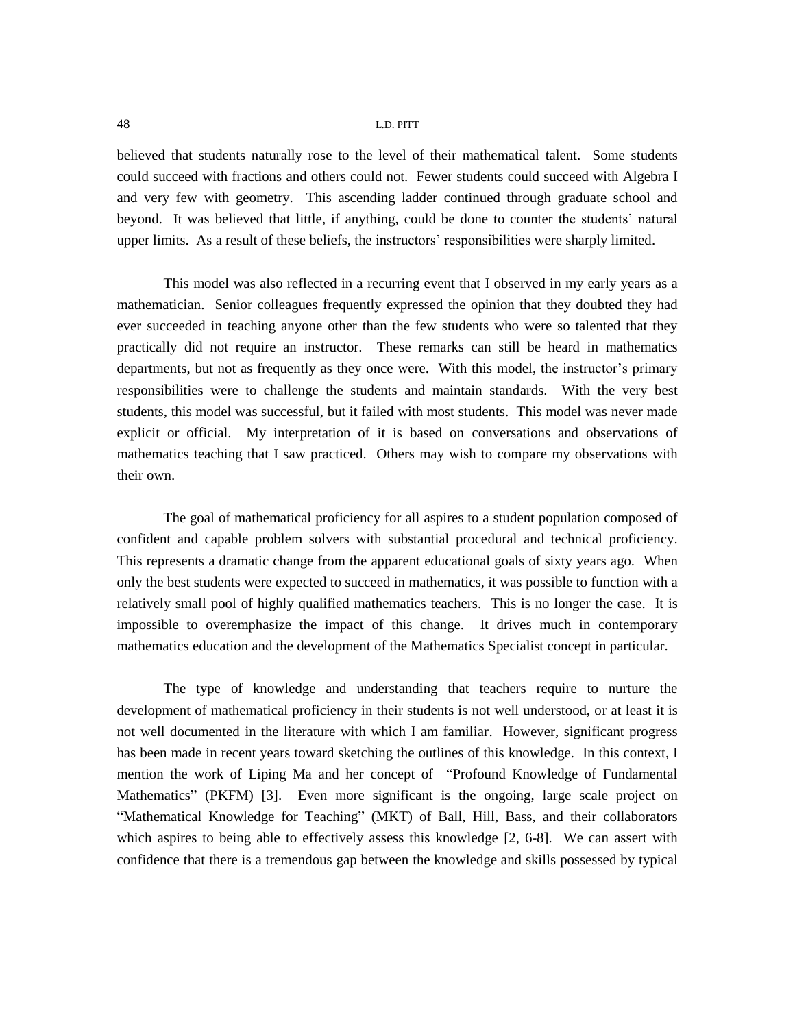believed that students naturally rose to the level of their mathematical talent. Some students could succeed with fractions and others could not. Fewer students could succeed with Algebra I and very few with geometry. This ascending ladder continued through graduate school and beyond. It was believed that little, if anything, could be done to counter the students' natural upper limits. As a result of these beliefs, the instructors' responsibilities were sharply limited.

This model was also reflected in a recurring event that I observed in my early years as a mathematician. Senior colleagues frequently expressed the opinion that they doubted they had ever succeeded in teaching anyone other than the few students who were so talented that they practically did not require an instructor. These remarks can still be heard in mathematics departments, but not as frequently as they once were. With this model, the instructor's primary responsibilities were to challenge the students and maintain standards. With the very best students, this model was successful, but it failed with most students. This model was never made explicit or official. My interpretation of it is based on conversations and observations of mathematics teaching that I saw practiced. Others may wish to compare my observations with their own.

The goal of mathematical proficiency for all aspires to a student population composed of confident and capable problem solvers with substantial procedural and technical proficiency. This represents a dramatic change from the apparent educational goals of sixty years ago. When only the best students were expected to succeed in mathematics, it was possible to function with a relatively small pool of highly qualified mathematics teachers. This is no longer the case. It is impossible to overemphasize the impact of this change. It drives much in contemporary mathematics education and the development of the Mathematics Specialist concept in particular.

The type of knowledge and understanding that teachers require to nurture the development of mathematical proficiency in their students is not well understood, or at least it is not well documented in the literature with which I am familiar. However, significant progress has been made in recent years toward sketching the outlines of this knowledge. In this context, I mention the work of Liping Ma and her concept of "Profound Knowledge of Fundamental Mathematics" (PKFM) [3]. Even more significant is the ongoing, large scale project on "Mathematical Knowledge for Teaching" (MKT) of Ball, Hill, Bass, and their collaborators which aspires to being able to effectively assess this knowledge [2, 6-8]. We can assert with confidence that there is a tremendous gap between the knowledge and skills possessed by typical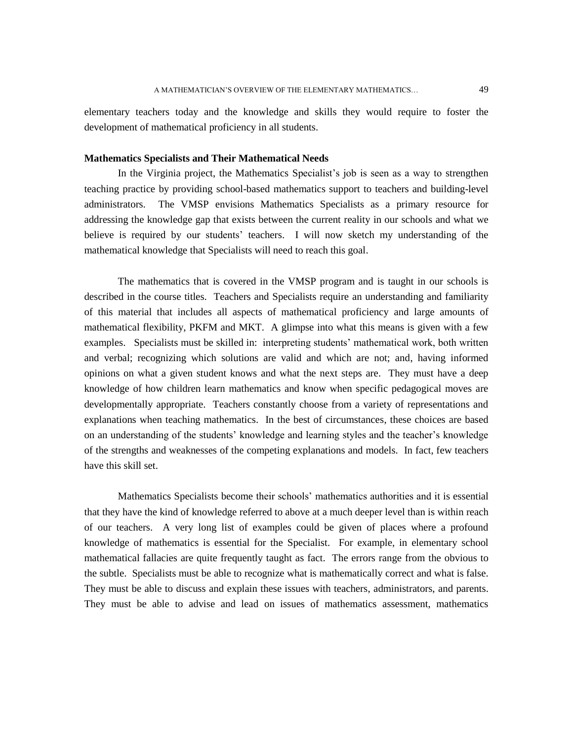elementary teachers today and the knowledge and skills they would require to foster the development of mathematical proficiency in all students.

**Mathematics Specialists and Their Mathematical Needs**

In the Virginia project, the Mathematics Specialist's job is seen as a way to strengthen teaching practice by providing school-based mathematics support to teachers and building-level administrators. The VMSP envisions Mathematics Specialists as a primary resource for addressing the knowledge gap that exists between the current reality in our schools and what we believe is required by our students' teachers. I will now sketch my understanding of the mathematical knowledge that Specialists will need to reach this goal.

The mathematics that is covered in the VMSP program and is taught in our schools is described in the course titles. Teachers and Specialists require an understanding and familiarity of this material that includes all aspects of mathematical proficiency and large amounts of mathematical flexibility, PKFM and MKT. A glimpse into what this means is given with a few examples. Specialists must be skilled in: interpreting students' mathematical work, both written and verbal; recognizing which solutions are valid and which are not; and, having informed opinions on what a given student knows and what the next steps are. They must have a deep knowledge of how children learn mathematics and know when specific pedagogical moves are developmentally appropriate. Teachers constantly choose from a variety of representations and explanations when teaching mathematics. In the best of circumstances, these choices are based on an understanding of the students' knowledge and learning styles and the teacher's knowledge of the strengths and weaknesses of the competing explanations and models. In fact, few teachers have this skill set.

Mathematics Specialists become their schools' mathematics authorities and it is essential that they have the kind of knowledge referred to above at a much deeper level than is within reach of our teachers. A very long list of examples could be given of places where a profound knowledge of mathematics is essential for the Specialist. For example, in elementary school mathematical fallacies are quite frequently taught as fact. The errors range from the obvious to the subtle. Specialists must be able to recognize what is mathematically correct and what is false. They must be able to discuss and explain these issues with teachers, administrators, and parents. They must be able to advise and lead on issues of mathematics assessment, mathematics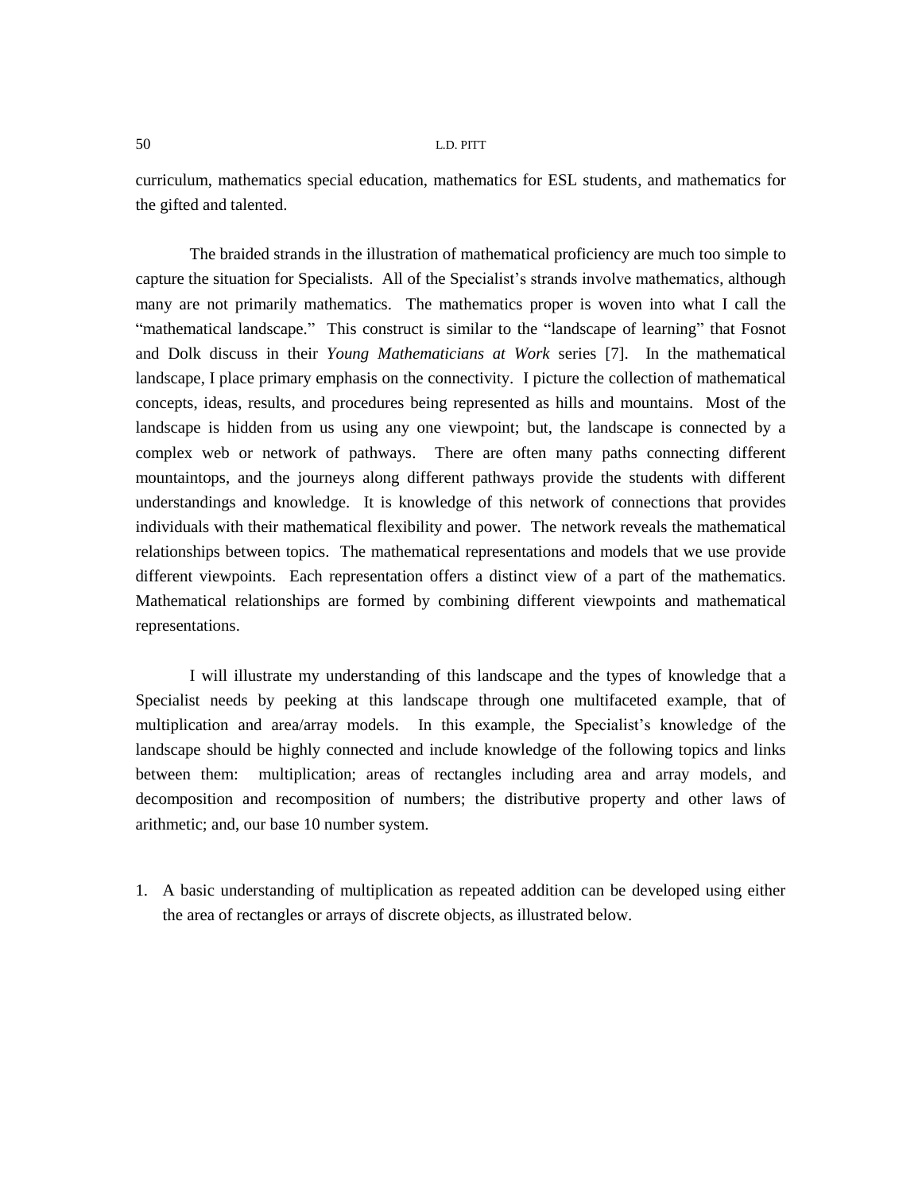curriculum, mathematics special education, mathematics for ESL students, and mathematics for the gifted and talented.

The braided strands in the illustration of mathematical proficiency are much too simple to capture the situation for Specialists. All of the Specialist's strands involve mathematics, although many are not primarily mathematics. The mathematics proper is woven into what I call the "mathematical landscape." This construct is similar to the "landscape of learning" that Fosnot and Dolk discuss in their *Young Mathematicians at Work* series [7]. In the mathematical landscape, I place primary emphasis on the connectivity. I picture the collection of mathematical concepts, ideas, results, and procedures being represented as hills and mountains. Most of the landscape is hidden from us using any one viewpoint; but, the landscape is connected by a complex web or network of pathways. There are often many paths connecting different mountaintops, and the journeys along different pathways provide the students with different understandings and knowledge. It is knowledge of this network of connections that provides individuals with their mathematical flexibility and power. The network reveals the mathematical relationships between topics. The mathematical representations and models that we use provide different viewpoints. Each representation offers a distinct view of a part of the mathematics. Mathematical relationships are formed by combining different viewpoints and mathematical representations.

I will illustrate my understanding of this landscape and the types of knowledge that a Specialist needs by peeking at this landscape through one multifaceted example, that of multiplication and area/array models. In this example, the Specialist's knowledge of the landscape should be highly connected and include knowledge of the following topics and links between them: multiplication; areas of rectangles including area and array models, and decomposition and recomposition of numbers; the distributive property and other laws of arithmetic; and, our base 10 number system.

1. A basic understanding of multiplication as repeated addition can be developed using either the area of rectangles or arrays of discrete objects, as illustrated below.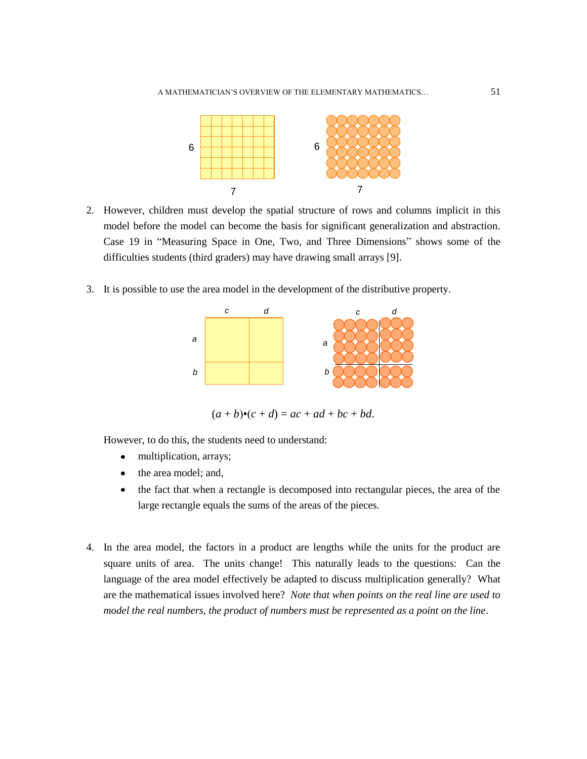2. However, children must develop the spatial structure of rows and columns implicit in this model before the model can become the basis for significant generalization and abstraction. Case 19 in "Measuring Space in One, Two, and Three Dimensions" shows some of the difficulties students (third graders) may have drawing small arrays [9].

3. It is possible to use the area model in the development of the distributive property.

$$(a + b)\bullet(c + d) = ac + ad + bc + bd.$$

   However, to do this, the students need to understand:

   - multiplication, arrays;
   - the area model; and,
   - the fact that when a rectangle is decomposed into rectangular pieces, the area of the large rectangle equals the sums of the areas of the pieces.

4. In the area model, the factors in a product are lengths while the units for the product are square units of area. The units change! This naturally leads to the questions: Can the language of the area model effectively be adapted to discuss multiplication generally? What are the mathematical issues involved here? *Note that when points on the real line are used to model the real numbers, the product of numbers must be represented as a point on the line*.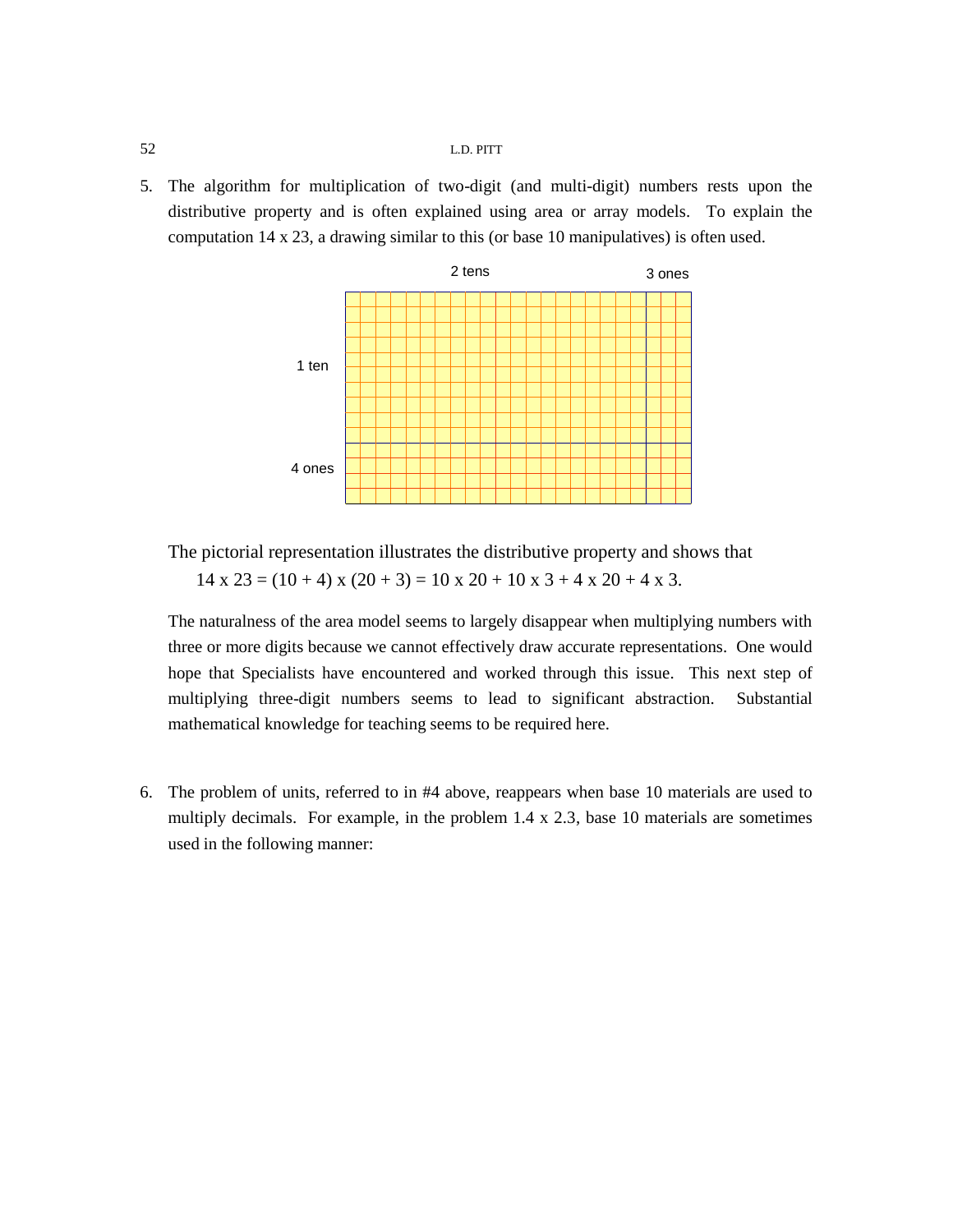5. The algorithm for multiplication of two-digit (and multi-digit) numbers rests upon the distributive property and is often explained using area or array models. To explain the computation 14 x 23, a drawing similar to this (or base 10 manipulatives) is often used.

   2 tens 3 ones

   1 ten

   4 ones

   The pictorial representation illustrates the distributive property and shows that

   $$14 \text{ x } 23 = (10 + 4) \text{ x } (20 + 3) = 10 \text{ x } 20 + 10 \text{ x } 3 + 4 \text{ x } 20 + 4 \text{ x } 3.$$

   The naturalness of the area model seems to largely disappear when multiplying numbers with three or more digits because we cannot effectively draw accurate representations. One would hope that Specialists have encountered and worked through this issue. This next step of multiplying three-digit numbers seems to lead to significant abstraction. Substantial mathematical knowledge for teaching seems to be required here.

6. The problem of units, referred to in #4 above, reappears when base 10 materials are used to multiply decimals. For example, in the problem 1.4 x 2.3, base 10 materials are sometimes used in the following manner: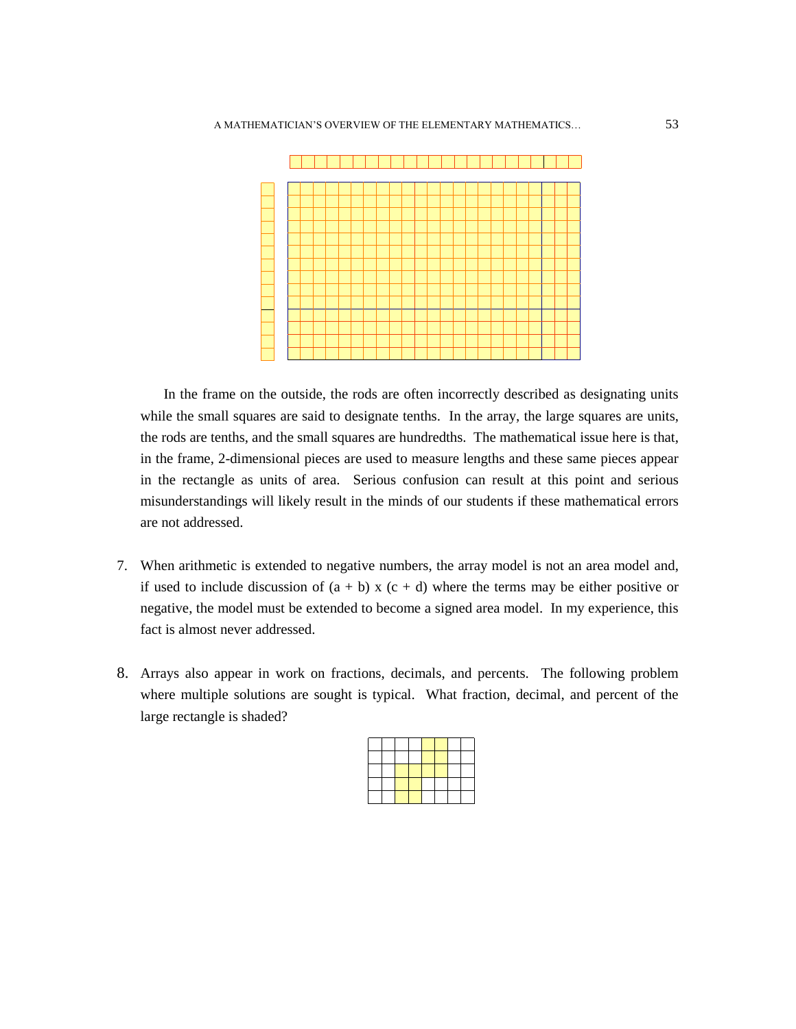In the frame on the outside, the rods are often incorrectly described as designating units while the small squares are said to designate tenths. In the array, the large squares are units, the rods are tenths, and the small squares are hundredths. The mathematical issue here is that, in the frame, 2-dimensional pieces are used to measure lengths and these same pieces appear in the rectangle as units of area. Serious confusion can result at this point and serious misunderstandings will likely result in the minds of our students if these mathematical errors are not addressed.

7. When arithmetic is extended to negative numbers, the array model is not an area model and, if used to include discussion of (a + b) x (c + d) where the terms may be either positive or negative, the model must be extended to become a signed area model. In my experience, this fact is almost never addressed.

8. Arrays also appear in work on fractions, decimals, and percents. The following problem where multiple solutions are sought is typical. What fraction, decimal, and percent of the large rectangle is shaded?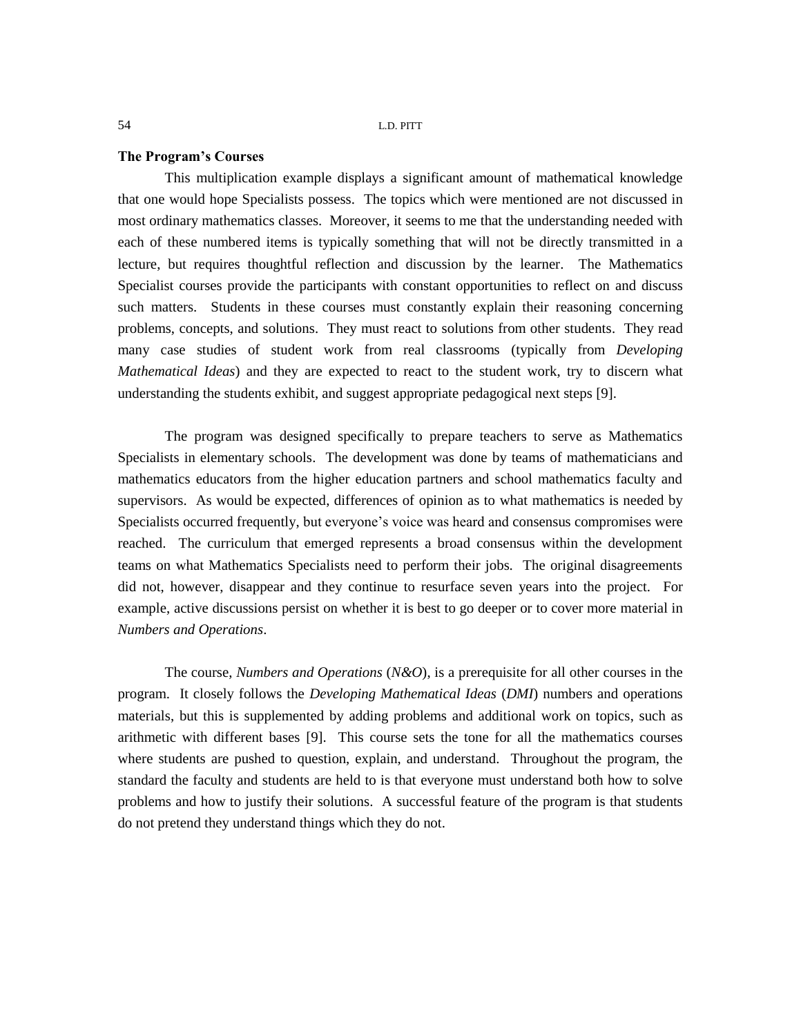**The Program's Courses**

This multiplication example displays a significant amount of mathematical knowledge that one would hope Specialists possess. The topics which were mentioned are not discussed in most ordinary mathematics classes. Moreover, it seems to me that the understanding needed with each of these numbered items is typically something that will not be directly transmitted in a lecture, but requires thoughtful reflection and discussion by the learner. The Mathematics Specialist courses provide the participants with constant opportunities to reflect on and discuss such matters. Students in these courses must constantly explain their reasoning concerning problems, concepts, and solutions. They must react to solutions from other students. They read many case studies of student work from real classrooms (typically from *Developing Mathematical Ideas*) and they are expected to react to the student work, try to discern what understanding the students exhibit, and suggest appropriate pedagogical next steps [9].

The program was designed specifically to prepare teachers to serve as Mathematics Specialists in elementary schools. The development was done by teams of mathematicians and mathematics educators from the higher education partners and school mathematics faculty and supervisors. As would be expected, differences of opinion as to what mathematics is needed by Specialists occurred frequently, but everyone's voice was heard and consensus compromises were reached. The curriculum that emerged represents a broad consensus within the development teams on what Mathematics Specialists need to perform their jobs. The original disagreements did not, however, disappear and they continue to resurface seven years into the project. For example, active discussions persist on whether it is best to go deeper or to cover more material in *Numbers and Operations*.

The course, *Numbers and Operations* (*N&O*), is a prerequisite for all other courses in the program. It closely follows the *Developing Mathematical Ideas* (*DMI*) numbers and operations materials, but this is supplemented by adding problems and additional work on topics, such as arithmetic with different bases [9]. This course sets the tone for all the mathematics courses where students are pushed to question, explain, and understand. Throughout the program, the standard the faculty and students are held to is that everyone must understand both how to solve problems and how to justify their solutions. A successful feature of the program is that students do not pretend they understand things which they do not.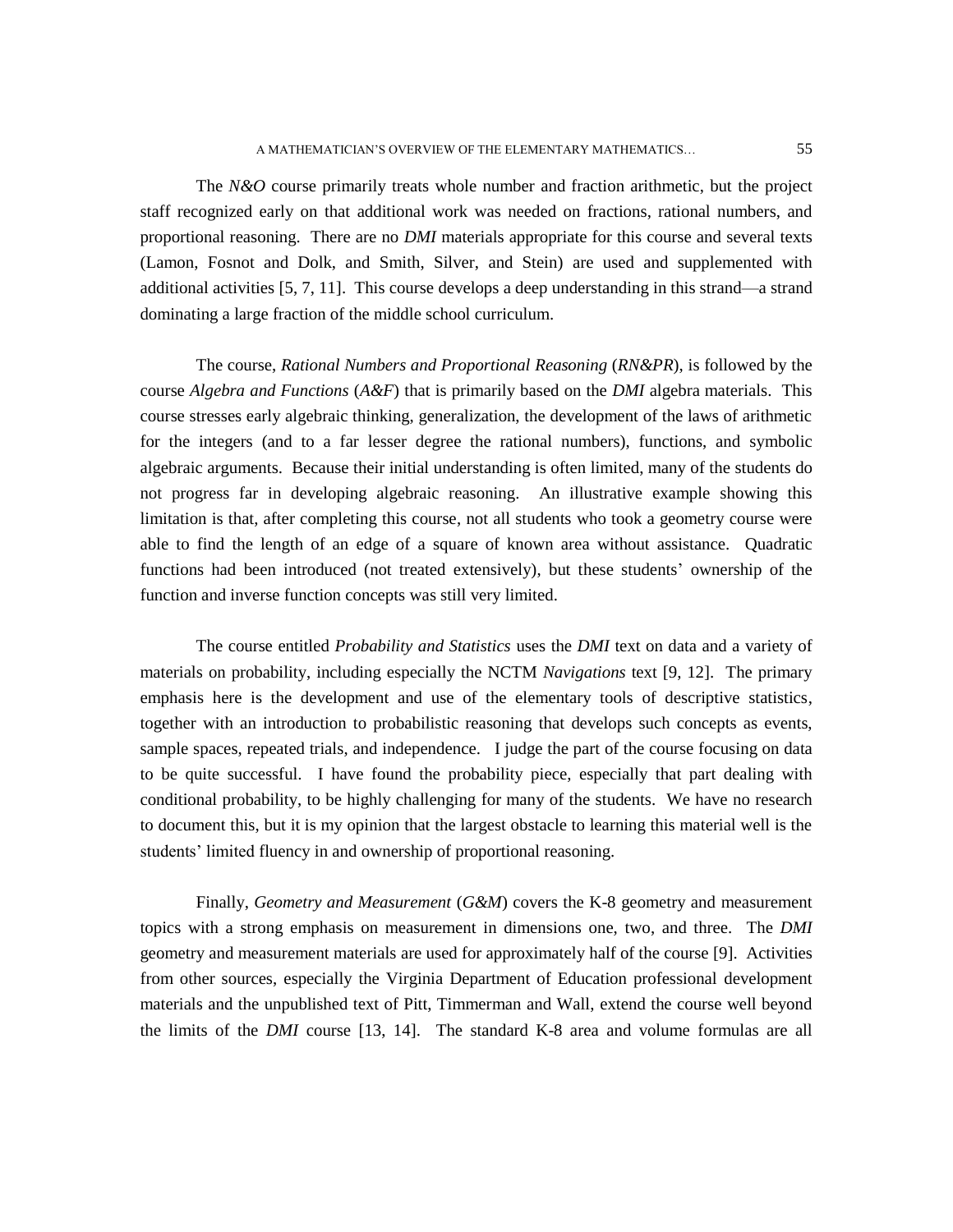The *N&O* course primarily treats whole number and fraction arithmetic, but the project staff recognized early on that additional work was needed on fractions, rational numbers, and proportional reasoning. There are no *DMI* materials appropriate for this course and several texts (Lamon, Fosnot and Dolk, and Smith, Silver, and Stein) are used and supplemented with additional activities [5, 7, 11]. This course develops a deep understanding in this strand—a strand dominating a large fraction of the middle school curriculum.

The course, *Rational Numbers and Proportional Reasoning* (*RN&PR*), is followed by the course *Algebra and Functions* (*A&F*) that is primarily based on the *DMI* algebra materials. This course stresses early algebraic thinking, generalization, the development of the laws of arithmetic for the integers (and to a far lesser degree the rational numbers), functions, and symbolic algebraic arguments. Because their initial understanding is often limited, many of the students do not progress far in developing algebraic reasoning. An illustrative example showing this limitation is that, after completing this course, not all students who took a geometry course were able to find the length of an edge of a square of known area without assistance. Quadratic functions had been introduced (not treated extensively), but these students' ownership of the function and inverse function concepts was still very limited.

The course entitled *Probability and Statistics* uses the *DMI* text on data and a variety of materials on probability, including especially the NCTM *Navigations* text [9, 12]. The primary emphasis here is the development and use of the elementary tools of descriptive statistics, together with an introduction to probabilistic reasoning that develops such concepts as events, sample spaces, repeated trials, and independence. I judge the part of the course focusing on data to be quite successful. I have found the probability piece, especially that part dealing with conditional probability, to be highly challenging for many of the students. We have no research to document this, but it is my opinion that the largest obstacle to learning this material well is the students' limited fluency in and ownership of proportional reasoning.

Finally, *Geometry and Measurement* (*G&M*) covers the K-8 geometry and measurement topics with a strong emphasis on measurement in dimensions one, two, and three. The *DMI* geometry and measurement materials are used for approximately half of the course [9]. Activities from other sources, especially the Virginia Department of Education professional development materials and the unpublished text of Pitt, Timmerman and Wall, extend the course well beyond the limits of the *DMI* course [13, 14]. The standard K-8 area and volume formulas are all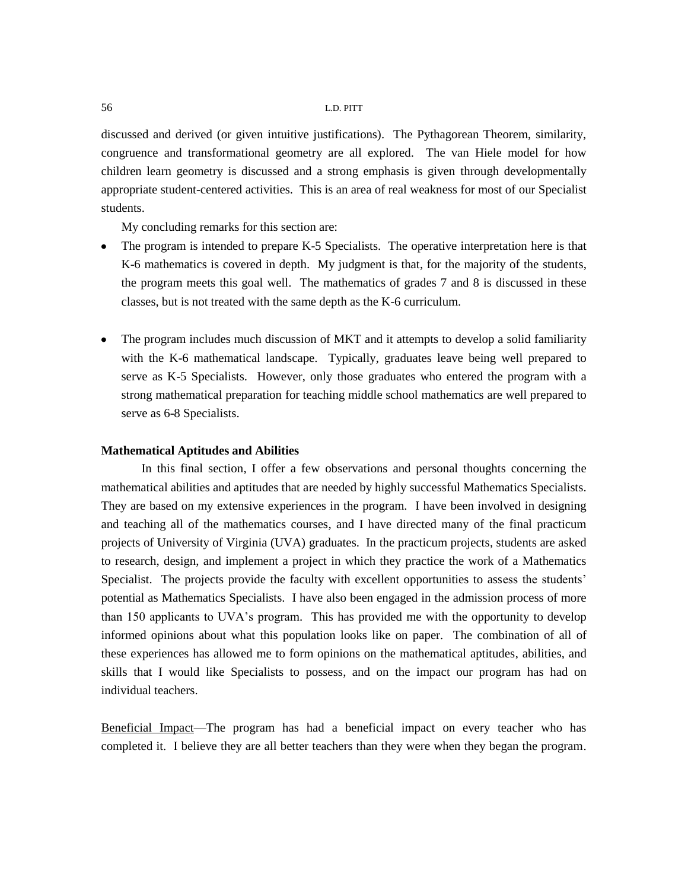discussed and derived (or given intuitive justifications). The Pythagorean Theorem, similarity, congruence and transformational geometry are all explored. The van Hiele model for how children learn geometry is discussed and a strong emphasis is given through developmentally appropriate student-centered activities. This is an area of real weakness for most of our Specialist students.

My concluding remarks for this section are:

- The program is intended to prepare K-5 Specialists. The operative interpretation here is that K-6 mathematics is covered in depth. My judgment is that, for the majority of the students, the program meets this goal well. The mathematics of grades 7 and 8 is discussed in these classes, but is not treated with the same depth as the K-6 curriculum.

- The program includes much discussion of MKT and it attempts to develop a solid familiarity with the K-6 mathematical landscape. Typically, graduates leave being well prepared to serve as K-5 Specialists. However, only those graduates who entered the program with a strong mathematical preparation for teaching middle school mathematics are well prepared to serve as 6-8 Specialists.

**Mathematical Aptitudes and Abilities**

In this final section, I offer a few observations and personal thoughts concerning the mathematical abilities and aptitudes that are needed by highly successful Mathematics Specialists. They are based on my extensive experiences in the program. I have been involved in designing and teaching all of the mathematics courses, and I have directed many of the final practicum projects of University of Virginia (UVA) graduates. In the practicum projects, students are asked to research, design, and implement a project in which they practice the work of a Mathematics Specialist. The projects provide the faculty with excellent opportunities to assess the students' potential as Mathematics Specialists. I have also been engaged in the admission process of more than 150 applicants to UVA's program. This has provided me with the opportunity to develop informed opinions about what this population looks like on paper. The combination of all of these experiences has allowed me to form opinions on the mathematical aptitudes, abilities, and skills that I would like Specialists to possess, and on the impact our program has had on individual teachers.

Beneficial Impact—The program has had a beneficial impact on every teacher who has completed it. I believe they are all better teachers than they were when they began the program.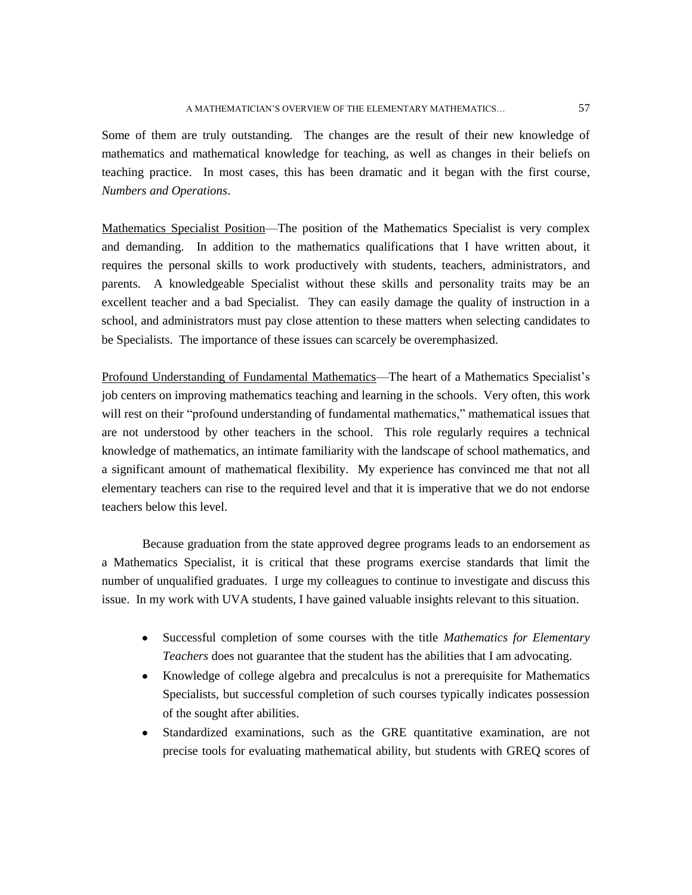Some of them are truly outstanding. The changes are the result of their new knowledge of mathematics and mathematical knowledge for teaching, as well as changes in their beliefs on teaching practice. In most cases, this has been dramatic and it began with the first course, *Numbers and Operations*.

<u>Mathematics Specialist Position</u>—The position of the Mathematics Specialist is very complex and demanding. In addition to the mathematics qualifications that I have written about, it requires the personal skills to work productively with students, teachers, administrators, and parents. A knowledgeable Specialist without these skills and personality traits may be an excellent teacher and a bad Specialist. They can easily damage the quality of instruction in a school, and administrators must pay close attention to these matters when selecting candidates to be Specialists. The importance of these issues can scarcely be overemphasized.

<u>Profound Understanding of Fundamental Mathematics</u>—The heart of a Mathematics Specialist's job centers on improving mathematics teaching and learning in the schools. Very often, this work will rest on their "profound understanding of fundamental mathematics," mathematical issues that are not understood by other teachers in the school. This role regularly requires a technical knowledge of mathematics, an intimate familiarity with the landscape of school mathematics, and a significant amount of mathematical flexibility. My experience has convinced me that not all elementary teachers can rise to the required level and that it is imperative that we do not endorse teachers below this level.

Because graduation from the state approved degree programs leads to an endorsement as a Mathematics Specialist, it is critical that these programs exercise standards that limit the number of unqualified graduates. I urge my colleagues to continue to investigate and discuss this issue. In my work with UVA students, I have gained valuable insights relevant to this situation.

- Successful completion of some courses with the title *Mathematics for Elementary Teachers* does not guarantee that the student has the abilities that I am advocating.
- Knowledge of college algebra and precalculus is not a prerequisite for Mathematics Specialists, but successful completion of such courses typically indicates possession of the sought after abilities.
- Standardized examinations, such as the GRE quantitative examination, are not precise tools for evaluating mathematical ability, but students with GREQ scores of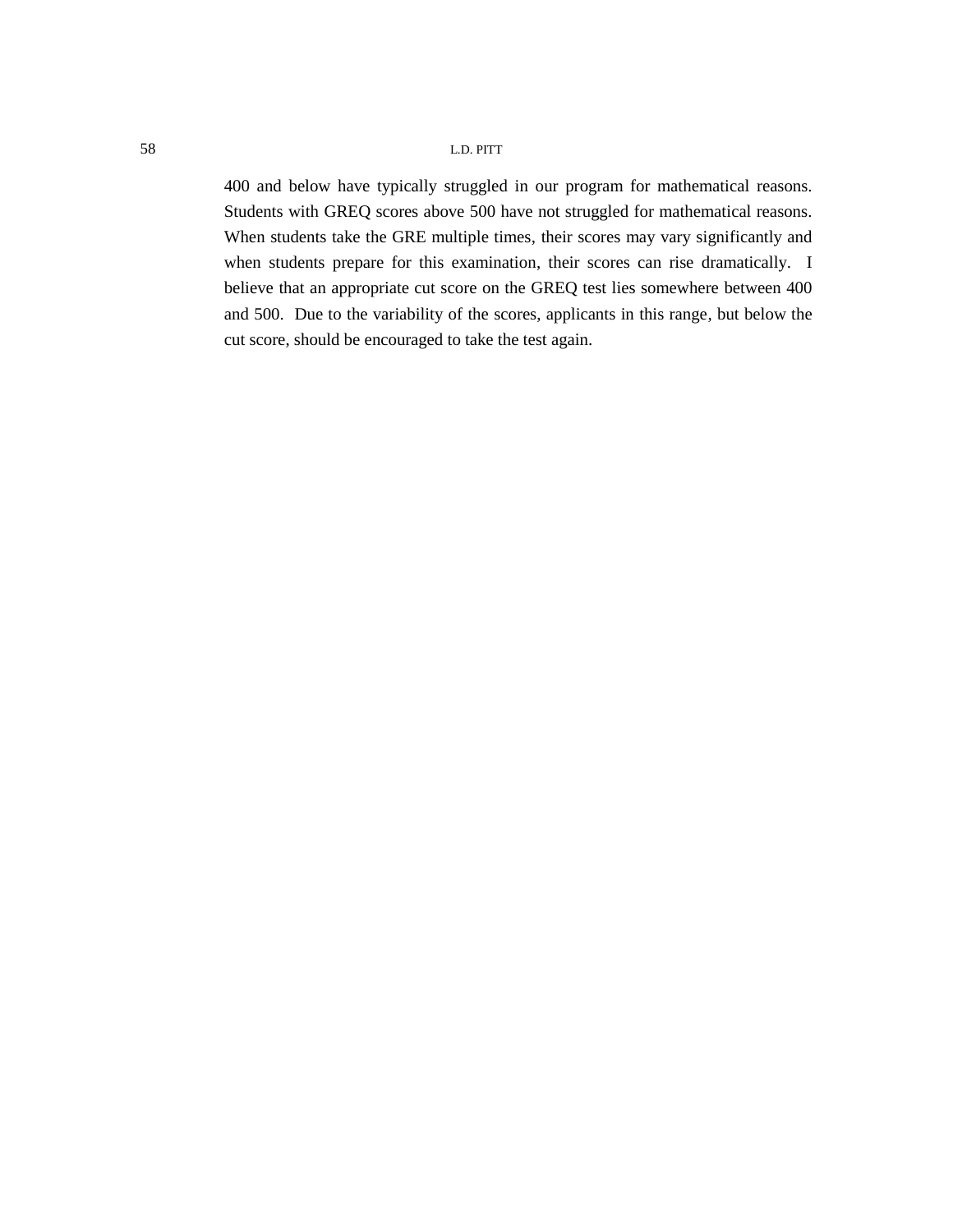400 and below have typically struggled in our program for mathematical reasons. Students with GREQ scores above 500 have not struggled for mathematical reasons. When students take the GRE multiple times, their scores may vary significantly and when students prepare for this examination, their scores can rise dramatically. I believe that an appropriate cut score on the GREQ test lies somewhere between 400 and 500. Due to the variability of the scores, applicants in this range, but below the cut score, should be encouraged to take the test again.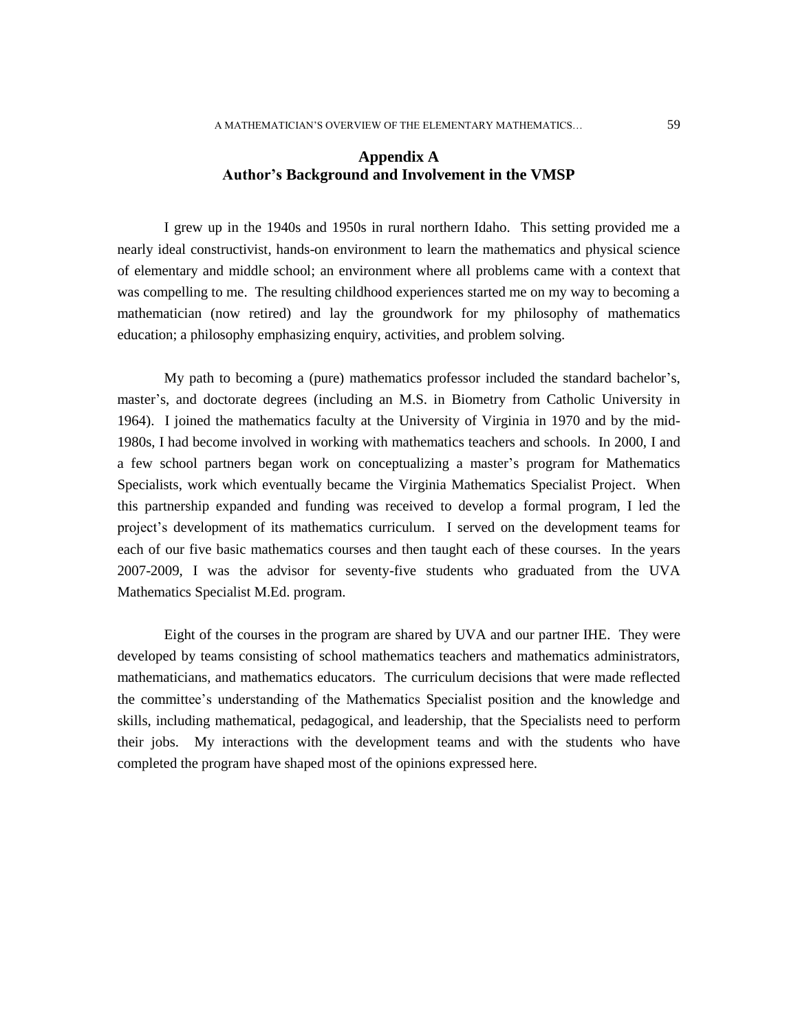## Appendix A
## Author's Background and Involvement in the VMSP

I grew up in the 1940s and 1950s in rural northern Idaho. This setting provided me a nearly ideal constructivist, hands-on environment to learn the mathematics and physical science of elementary and middle school; an environment where all problems came with a context that was compelling to me. The resulting childhood experiences started me on my way to becoming a mathematician (now retired) and lay the groundwork for my philosophy of mathematics education; a philosophy emphasizing enquiry, activities, and problem solving.

My path to becoming a (pure) mathematics professor included the standard bachelor's, master's, and doctorate degrees (including an M.S. in Biometry from Catholic University in 1964). I joined the mathematics faculty at the University of Virginia in 1970 and by the mid-1980s, I had become involved in working with mathematics teachers and schools. In 2000, I and a few school partners began work on conceptualizing a master's program for Mathematics Specialists, work which eventually became the Virginia Mathematics Specialist Project. When this partnership expanded and funding was received to develop a formal program, I led the project's development of its mathematics curriculum. I served on the development teams for each of our five basic mathematics courses and then taught each of these courses. In the years 2007-2009, I was the advisor for seventy-five students who graduated from the UVA Mathematics Specialist M.Ed. program.

Eight of the courses in the program are shared by UVA and our partner IHE. They were developed by teams consisting of school mathematics teachers and mathematics administrators, mathematicians, and mathematics educators. The curriculum decisions that were made reflected the committee's understanding of the Mathematics Specialist position and the knowledge and skills, including mathematical, pedagogical, and leadership, that the Specialists need to perform their jobs. My interactions with the development teams and with the students who have completed the program have shaped most of the opinions expressed here.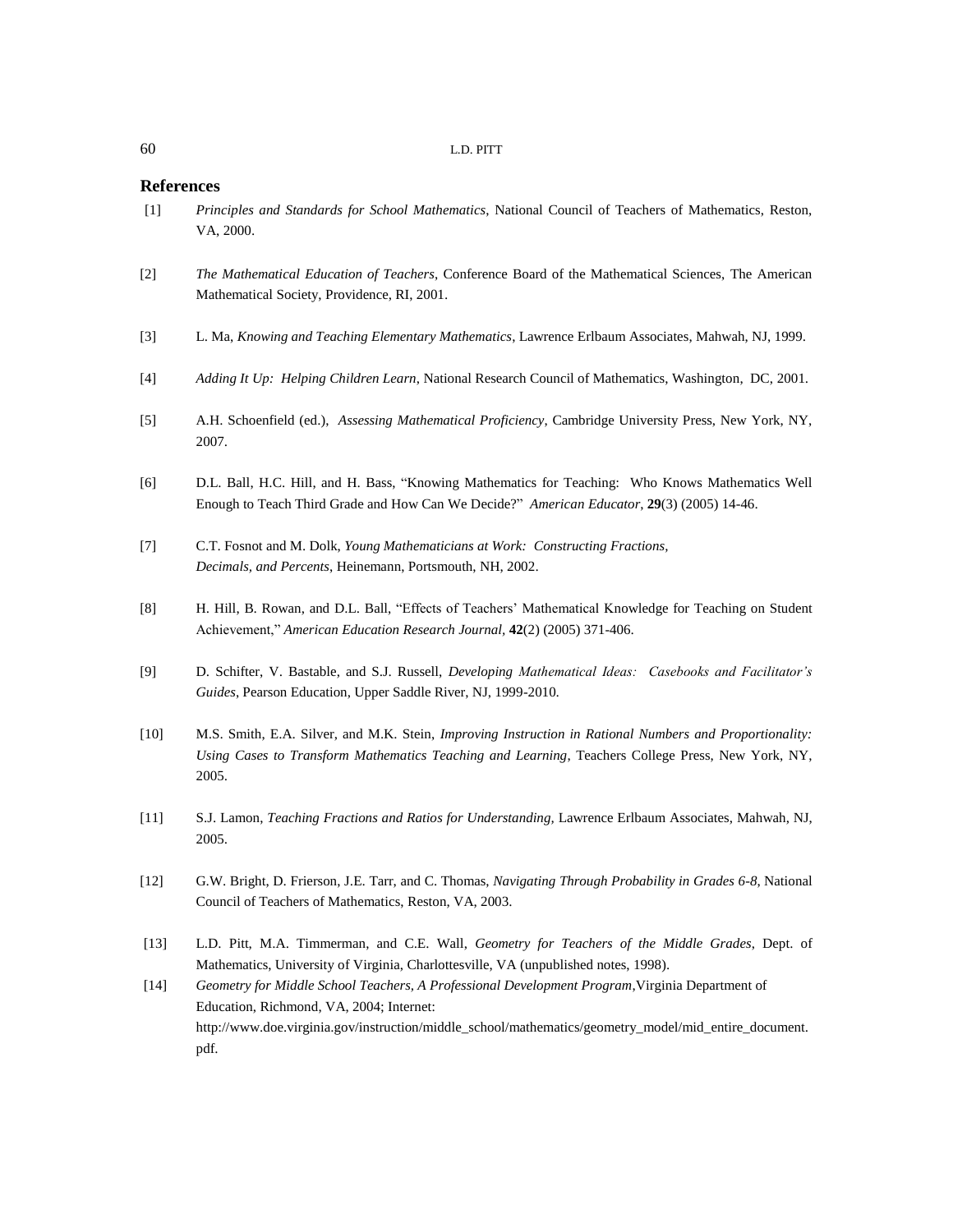## References

[1] *Principles and Standards for School Mathematics*, National Council of Teachers of Mathematics, Reston, VA, 2000.

[2] *The Mathematical Education of Teachers*, Conference Board of the Mathematical Sciences, The American Mathematical Society, Providence, RI, 2001.

[3] L. Ma, *Knowing and Teaching Elementary Mathematics*, Lawrence Erlbaum Associates, Mahwah, NJ, 1999.

[4] *Adding It Up: Helping Children Learn*, National Research Council of Mathematics, Washington, DC, 2001.

[5] A.H. Schoenfield (ed.), *Assessing Mathematical Proficiency*, Cambridge University Press, New York, NY, 2007.

[6] D.L. Ball, H.C. Hill, and H. Bass, "Knowing Mathematics for Teaching: Who Knows Mathematics Well Enough to Teach Third Grade and How Can We Decide?" *American Educator*, **29**(3) (2005) 14-46.

[7] C.T. Fosnot and M. Dolk, *Young Mathematicians at Work: Constructing Fractions, Decimals, and Percents*, Heinemann, Portsmouth, NH, 2002.

[8] H. Hill, B. Rowan, and D.L. Ball, "Effects of Teachers' Mathematical Knowledge for Teaching on Student Achievement," *American Education Research Journal*, **42**(2) (2005) 371-406.

[9] D. Schifter, V. Bastable, and S.J. Russell, *Developing Mathematical Ideas: Casebooks and Facilitator's Guides*, Pearson Education, Upper Saddle River, NJ, 1999-2010.

[10] M.S. Smith, E.A. Silver, and M.K. Stein, *Improving Instruction in Rational Numbers and Proportionality: Using Cases to Transform Mathematics Teaching and Learning*, Teachers College Press, New York, NY, 2005.

[11] S.J. Lamon, *Teaching Fractions and Ratios for Understanding*, Lawrence Erlbaum Associates, Mahwah, NJ, 2005.

[12] G.W. Bright, D. Frierson, J.E. Tarr, and C. Thomas, *Navigating Through Probability in Grades 6-8*, National Council of Teachers of Mathematics, Reston, VA, 2003.

[13] L.D. Pitt, M.A. Timmerman, and C.E. Wall, *Geometry for Teachers of the Middle Grades*, Dept. of Mathematics, University of Virginia, Charlottesville, VA (unpublished notes, 1998).

[14] *Geometry for Middle School Teachers, A Professional Development Program*, Virginia Department of Education, Richmond, VA, 2004; Internet: http://www.doe.virginia.gov/instruction/middle_school/mathematics/geometry_model/mid_entire_document.pdf.